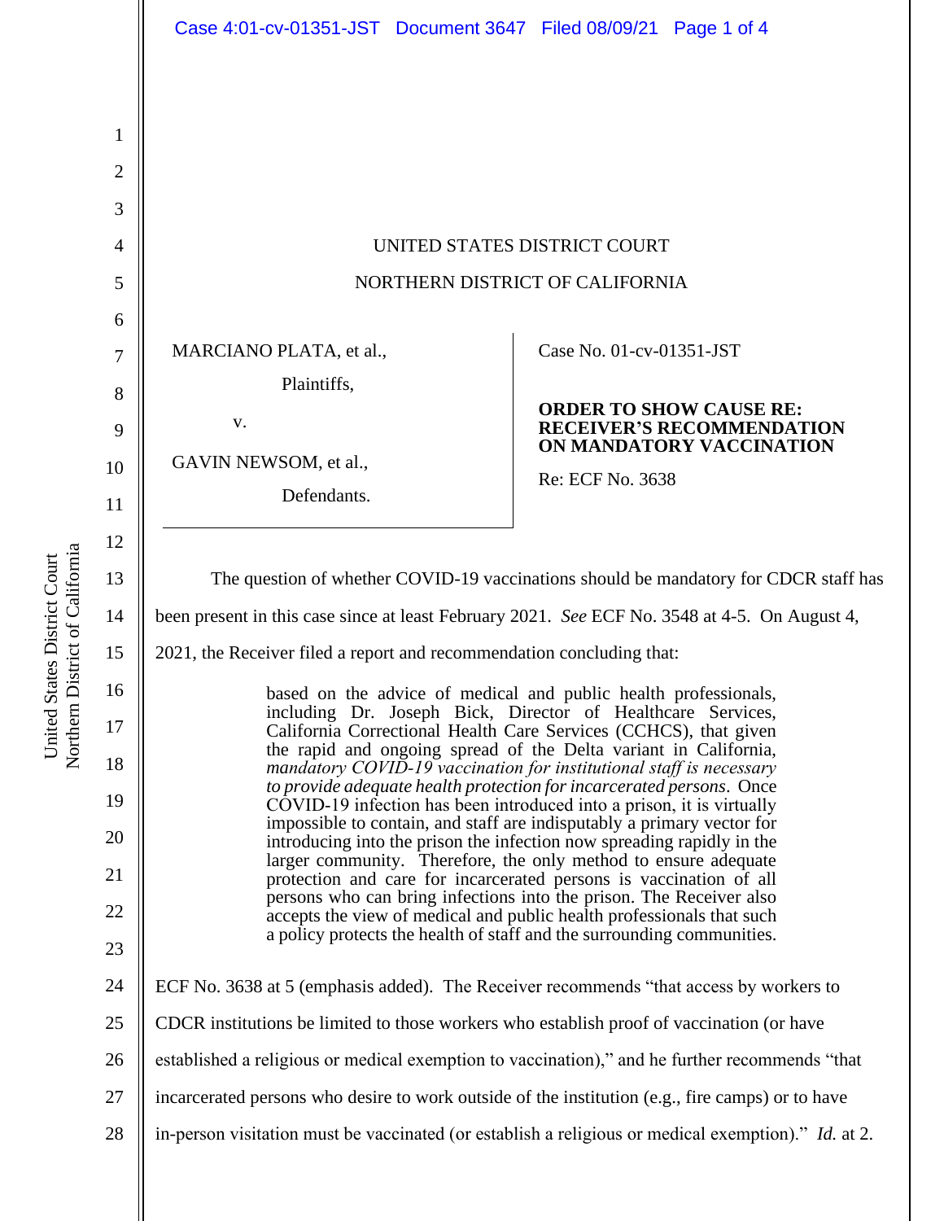UNITED STATES DISTRICT COURT

NORTHERN DISTRICT OF CALIFORNIA

MARCIANO PLATA, et al.,

Plaintiffs,

v.

GAVIN NEWSOM, et al.,

Defendants.

Case No. 01-cv-01351-JST

**ORDER TO SHOW CAUSE RE: RECEIVER'S RECOMMENDATION ON MANDATORY VACCINATION**

Re: ECF No. 3638

The question of whether COVID-19 vaccinations should be mandatory for CDCR staff has been present in this case since at least February 2021. *See* ECF No. 3548 at 4-5. On August 4, 2021, the Receiver filed a report and recommendation concluding that:

> based on the advice of medical and public health professionals, including Dr. Joseph Bick, Director of Healthcare Services, California Correctional Health Care Services (CCHCS), that given the rapid and ongoing spread of the Delta variant in California, *mandatory COVID-19 vaccination for institutional staff is necessary to provide adequate health protection for incarcerated persons*. Once COVID-19 infection has been introduced into a prison, it is virtually impossible to contain, and staff are indisputably a primary vector for introducing into the prison the infection now spreading rapidly in the larger community. Therefore, the only method to ensure adequate protection and care for incarcerated persons is vaccination of all persons who can bring infections into the prison. The Receiver also accepts the view of medical and public health professionals that such a policy protects the health of staff and the surrounding communities.

ECF No. 3638 at 5 (emphasis added). The Receiver recommends "that access by workers to CDCR institutions be limited to those workers who establish proof of vaccination (or have established a religious or medical exemption to vaccination)," and he further recommends "that incarcerated persons who desire to work outside of the institution (e.g., fire camps) or to have in-person visitation must be vaccinated (or establish a religious or medical exemption)." *Id.* at 2.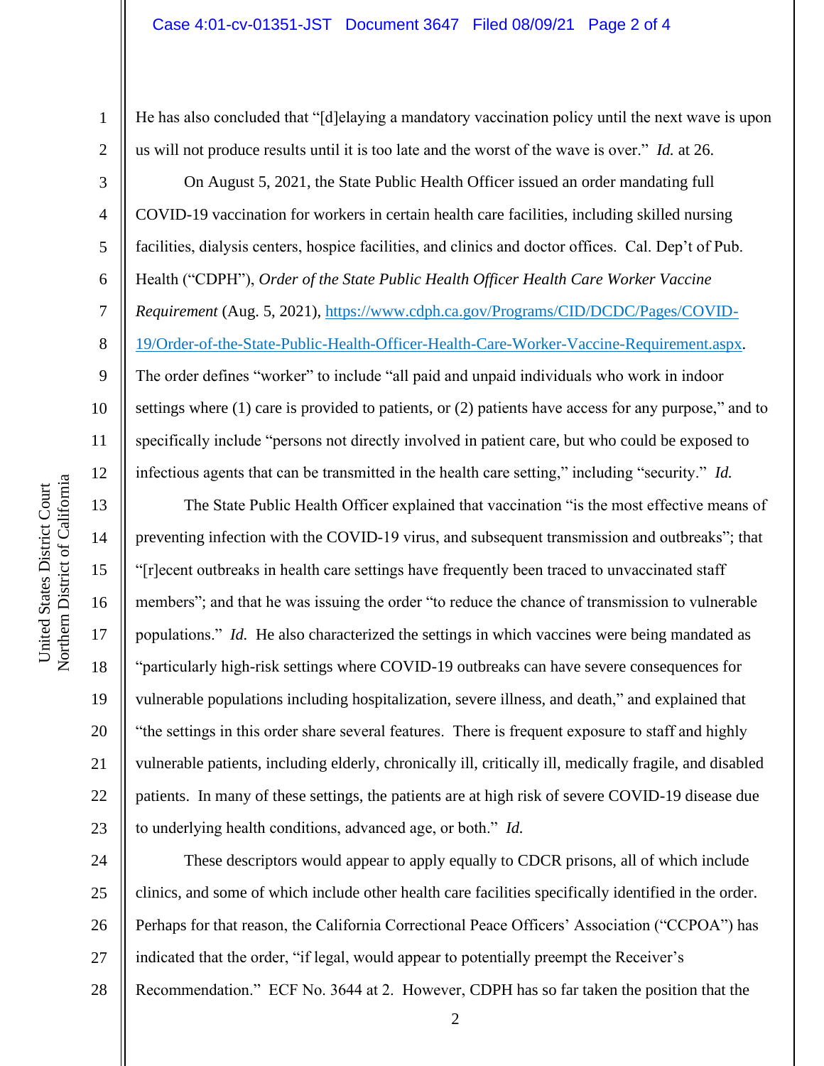He has also concluded that "[d]elaying a mandatory vaccination policy until the next wave is upon us will not produce results until it is too late and the worst of the wave is over." *Id.* at 26.

On August 5, 2021, the State Public Health Officer issued an order mandating full COVID-19 vaccination for workers in certain health care facilities, including skilled nursing facilities, dialysis centers, hospice facilities, and clinics and doctor offices. Cal. Dep't of Pub. Health ("CDPH"), *Order of the State Public Health Officer Health Care Worker Vaccine Requirement* (Aug. 5, 2021), https://www.cdph.ca.gov/Programs/CID/DCDC/Pages/COVID-19/Order-of-the-State-Public-Health-Officer-Health-Care-Worker-Vaccine-Requirement.aspx. The order defines "worker" to include "all paid and unpaid individuals who work in indoor settings where (1) care is provided to patients, or (2) patients have access for any purpose," and to specifically include "persons not directly involved in patient care, but who could be exposed to infectious agents that can be transmitted in the health care setting," including "security." *Id.*

The State Public Health Officer explained that vaccination "is the most effective means of preventing infection with the COVID-19 virus, and subsequent transmission and outbreaks"; that "[r]ecent outbreaks in health care settings have frequently been traced to unvaccinated staff members"; and that he was issuing the order "to reduce the chance of transmission to vulnerable populations." *Id.* He also characterized the settings in which vaccines were being mandated as "particularly high-risk settings where COVID-19 outbreaks can have severe consequences for vulnerable populations including hospitalization, severe illness, and death," and explained that "the settings in this order share several features. There is frequent exposure to staff and highly vulnerable patients, including elderly, chronically ill, critically ill, medically fragile, and disabled patients. In many of these settings, the patients are at high risk of severe COVID-19 disease due to underlying health conditions, advanced age, or both." *Id.*

These descriptors would appear to apply equally to CDCR prisons, all of which include clinics, and some of which include other health care facilities specifically identified in the order. Perhaps for that reason, the California Correctional Peace Officers' Association ("CCPOA") has indicated that the order, "if legal, would appear to potentially preempt the Receiver's Recommendation." ECF No. 3644 at 2. However, CDPH has so far taken the position that the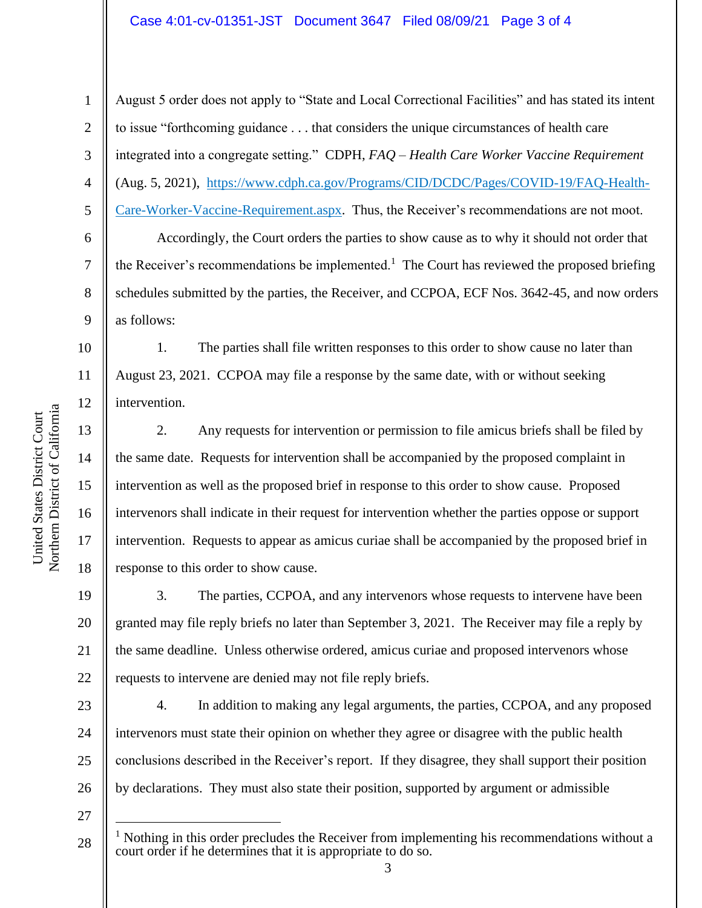August 5 order does not apply to "State and Local Correctional Facilities" and has stated its intent to issue "forthcoming guidance . . . that considers the unique circumstances of health care integrated into a congregate setting." CDPH, *FAQ – Health Care Worker Vaccine Requirement* (Aug. 5, 2021), https://www.cdph.ca.gov/Programs/CID/DCDC/Pages/COVID-19/FAQ-Health-Care-Worker-Vaccine-Requirement.aspx. Thus, the Receiver's recommendations are not moot.

Accordingly, the Court orders the parties to show cause as to why it should not order that the Receiver's recommendations be implemented.[1] The Court has reviewed the proposed briefing schedules submitted by the parties, the Receiver, and CCPOA, ECF Nos. 3642-45, and now orders as follows:

1. The parties shall file written responses to this order to show cause no later than August 23, 2021. CCPOA may file a response by the same date, with or without seeking intervention.

2. Any requests for intervention or permission to file amicus briefs shall be filed by the same date. Requests for intervention shall be accompanied by the proposed complaint in intervention as well as the proposed brief in response to this order to show cause. Proposed intervenors shall indicate in their request for intervention whether the parties oppose or support intervention. Requests to appear as amicus curiae shall be accompanied by the proposed brief in response to this order to show cause.

3. The parties, CCPOA, and any intervenors whose requests to intervene have been granted may file reply briefs no later than September 3, 2021. The Receiver may file a reply by the same deadline. Unless otherwise ordered, amicus curiae and proposed intervenors whose requests to intervene are denied may not file reply briefs.

4. In addition to making any legal arguments, the parties, CCPOA, and any proposed intervenors must state their opinion on whether they agree or disagree with the public health conclusions described in the Receiver's report. If they disagree, they shall support their position by declarations. They must also state their position, supported by argument or admissible

---

[1] Nothing in this order precludes the Receiver from implementing his recommendations without a court order if he determines that it is appropriate to do so.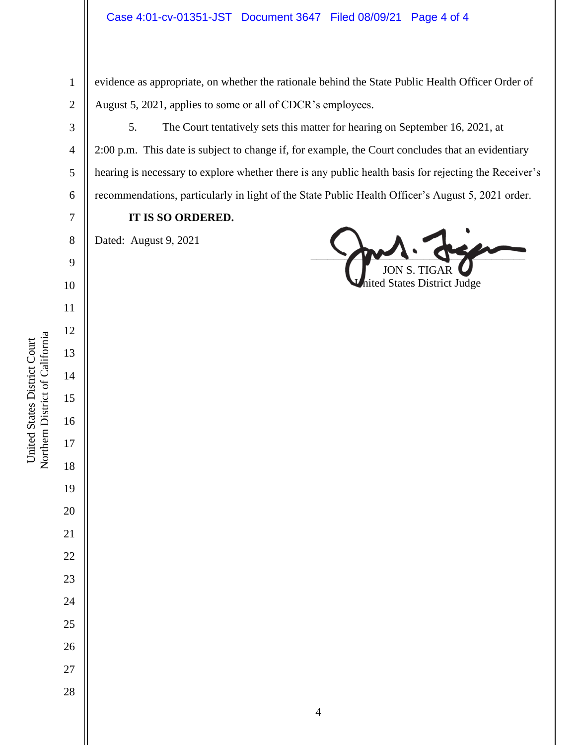evidence as appropriate, on whether the rationale behind the State Public Health Officer Order of August 5, 2021, applies to some or all of CDCR's employees.

5. The Court tentatively sets this matter for hearing on September 16, 2021, at 2:00 p.m. This date is subject to change if, for example, the Court concludes that an evidentiary hearing is necessary to explore whether there is any public health basis for rejecting the Receiver's recommendations, particularly in light of the State Public Health Officer's August 5, 2021 order.

**IT IS SO ORDERED.**

Dated: August 9, 2021

JON S. TIGAR
United States District Judge